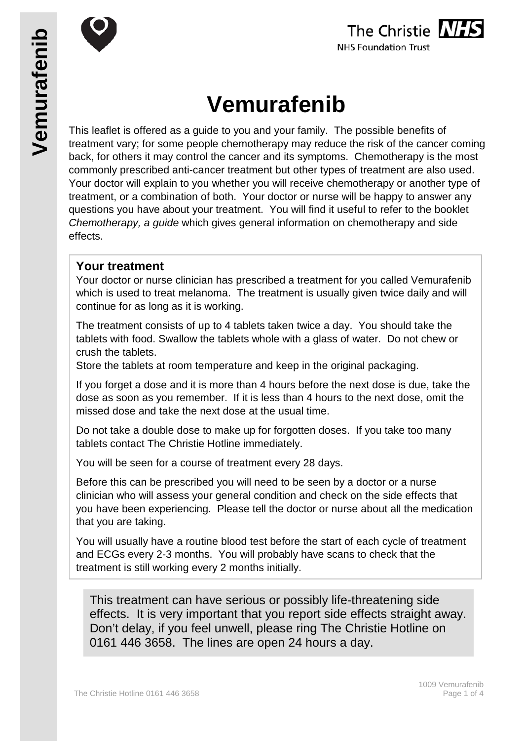# Vemurafenib

This leaflet is offered as a guide to you and your family. The possible benefits of treatment vary; for some people chemotherapy may reduce the risk of the cancer coming back, for others it may control the cancer and its symptoms. Chemotherapy is the most commonly prescribed anti-cancer treatment but other types of treatment are also used. Your doctor will explain to you whether you will receive chemotherapy or another type of treatment, or a combination of both. Your doctor or nurse will be happy to answer any questions you have about your treatment. You will find it useful to refer to the booklet *Chemotherapy, a guide* which gives general information on chemotherapy and side effects.

## Your treatment

Your doctor or nurse clinician has prescribed a treatment for you called Vemurafenib which is used to treat melanoma. The treatment is usually given twice daily and will continue for as long as it is working.

The treatment consists of up to 4 tablets taken twice a day. You should take the tablets with food. Swallow the tablets whole with a glass of water. Do not chew or crush the tablets.
Store the tablets at room temperature and keep in the original packaging.

If you forget a dose and it is more than 4 hours before the next dose is due, take the dose as soon as you remember. If it is less than 4 hours to the next dose, omit the missed dose and take the next dose at the usual time.

Do not take a double dose to make up for forgotten doses. If you take too many tablets contact The Christie Hotline immediately.

You will be seen for a course of treatment every 28 days.

Before this can be prescribed you will need to be seen by a doctor or a nurse clinician who will assess your general condition and check on the side effects that you have been experiencing. Please tell the doctor or nurse about all the medication that you are taking.

You will usually have a routine blood test before the start of each cycle of treatment and ECGs every 2-3 months. You will probably have scans to check that the treatment is still working every 2 months initially.

This treatment can have serious or possibly life-threatening side effects. It is very important that you report side effects straight away. Don't delay, if you feel unwell, please ring The Christie Hotline on 0161 446 3658. The lines are open 24 hours a day.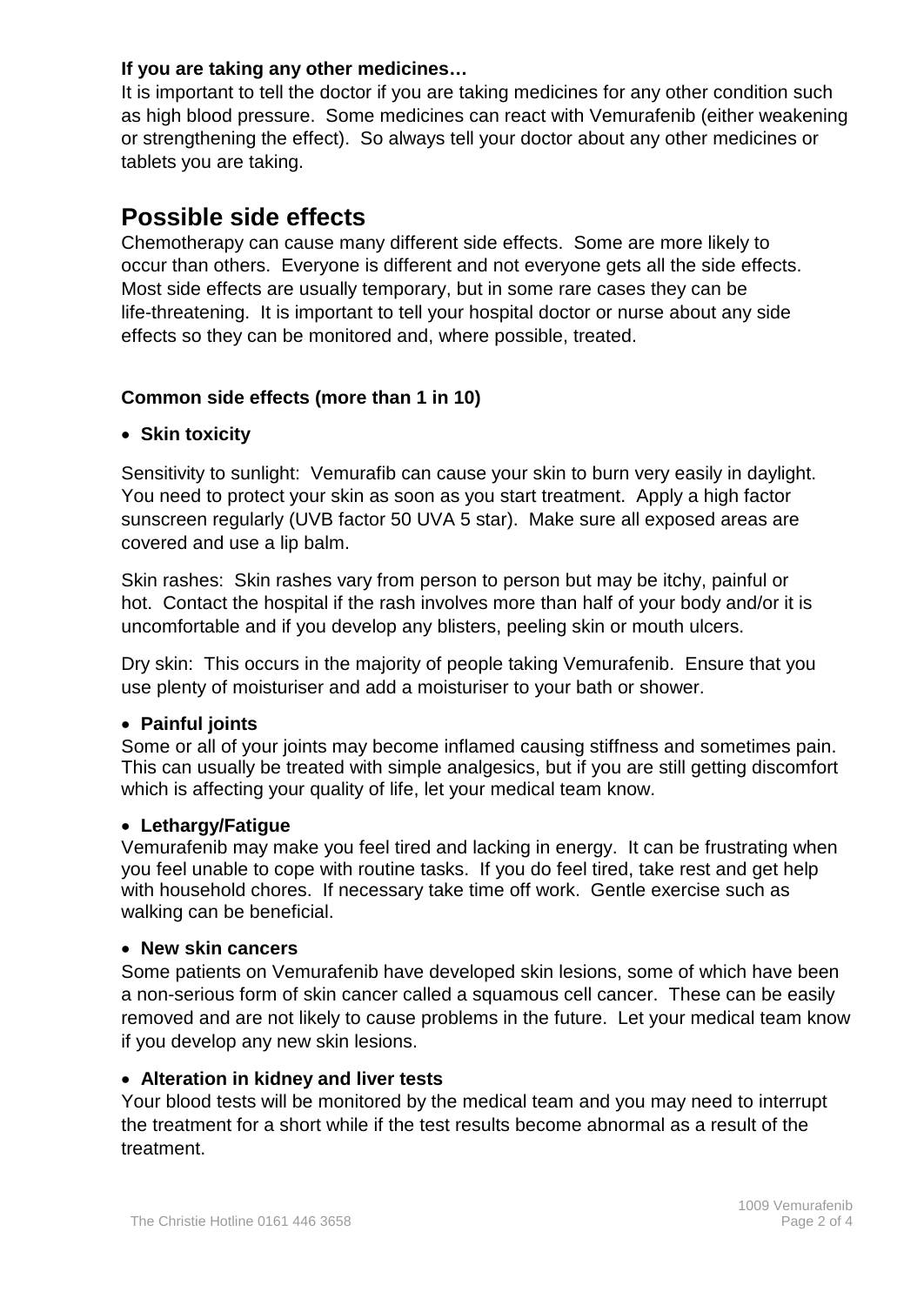**If you are taking any other medicines…**

It is important to tell the doctor if you are taking medicines for any other condition such as high blood pressure. Some medicines can react with Vemurafenib (either weakening or strengthening the effect). So always tell your doctor about any other medicines or tablets you are taking.

## Possible side effects

Chemotherapy can cause many different side effects. Some are more likely to occur than others. Everyone is different and not everyone gets all the side effects. Most side effects are usually temporary, but in some rare cases they can be life-threatening. It is important to tell your hospital doctor or nurse about any side effects so they can be monitored and, where possible, treated.

### Common side effects (more than 1 in 10)

- **Skin toxicity**

Sensitivity to sunlight: Vemurafib can cause your skin to burn very easily in daylight. You need to protect your skin as soon as you start treatment. Apply a high factor sunscreen regularly (UVB factor 50 UVA 5 star). Make sure all exposed areas are covered and use a lip balm.

Skin rashes: Skin rashes vary from person to person but may be itchy, painful or hot. Contact the hospital if the rash involves more than half of your body and/or it is uncomfortable and if you develop any blisters, peeling skin or mouth ulcers.

Dry skin: This occurs in the majority of people taking Vemurafenib. Ensure that you use plenty of moisturiser and add a moisturiser to your bath or shower.

- **Painful joints**

Some or all of your joints may become inflamed causing stiffness and sometimes pain. This can usually be treated with simple analgesics, but if you are still getting discomfort which is affecting your quality of life, let your medical team know.

- **Lethargy/Fatigue**

Vemurafenib may make you feel tired and lacking in energy. It can be frustrating when you feel unable to cope with routine tasks. If you do feel tired, take rest and get help with household chores. If necessary take time off work. Gentle exercise such as walking can be beneficial.

- **New skin cancers**

Some patients on Vemurafenib have developed skin lesions, some of which have been a non-serious form of skin cancer called a squamous cell cancer. These can be easily removed and are not likely to cause problems in the future. Let your medical team know if you develop any new skin lesions.

- **Alteration in kidney and liver tests**

Your blood tests will be monitored by the medical team and you may need to interrupt the treatment for a short while if the test results become abnormal as a result of the treatment.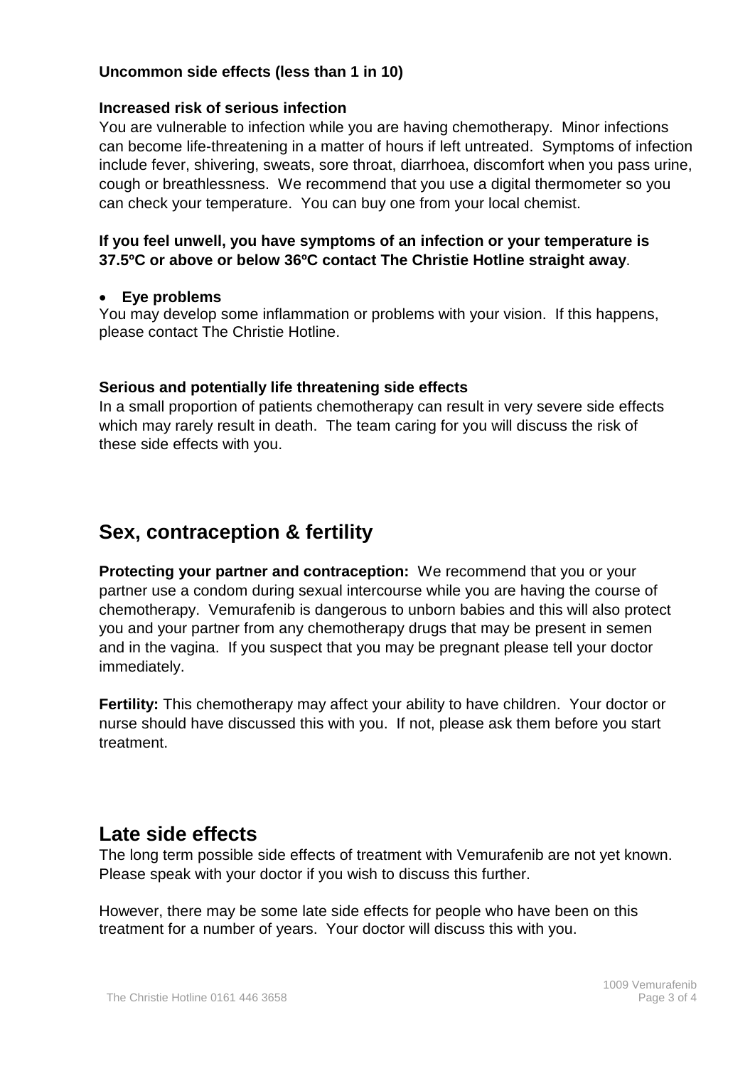**Uncommon side effects (less than 1 in 10)**

**Increased risk of serious infection**

You are vulnerable to infection while you are having chemotherapy. Minor infections can become life-threatening in a matter of hours if left untreated. Symptoms of infection include fever, shivering, sweats, sore throat, diarrhoea, discomfort when you pass urine, cough or breathlessness. We recommend that you use a digital thermometer so you can check your temperature. You can buy one from your local chemist.

**If you feel unwell, you have symptoms of an infection or your temperature is 37.5ºC or above or below 36ºC contact The Christie Hotline straight away**.

- **Eye problems**

You may develop some inflammation or problems with your vision. If this happens, please contact The Christie Hotline.

**Serious and potentially life threatening side effects**

In a small proportion of patients chemotherapy can result in very severe side effects which may rarely result in death. The team caring for you will discuss the risk of these side effects with you.

## Sex, contraception & fertility

**Protecting your partner and contraception:** We recommend that you or your partner use a condom during sexual intercourse while you are having the course of chemotherapy. Vemurafenib is dangerous to unborn babies and this will also protect you and your partner from any chemotherapy drugs that may be present in semen and in the vagina. If you suspect that you may be pregnant please tell your doctor immediately.

**Fertility:** This chemotherapy may affect your ability to have children. Your doctor or nurse should have discussed this with you. If not, please ask them before you start treatment.

## Late side effects

The long term possible side effects of treatment with Vemurafenib are not yet known. Please speak with your doctor if you wish to discuss this further.

However, there may be some late side effects for people who have been on this treatment for a number of years. Your doctor will discuss this with you.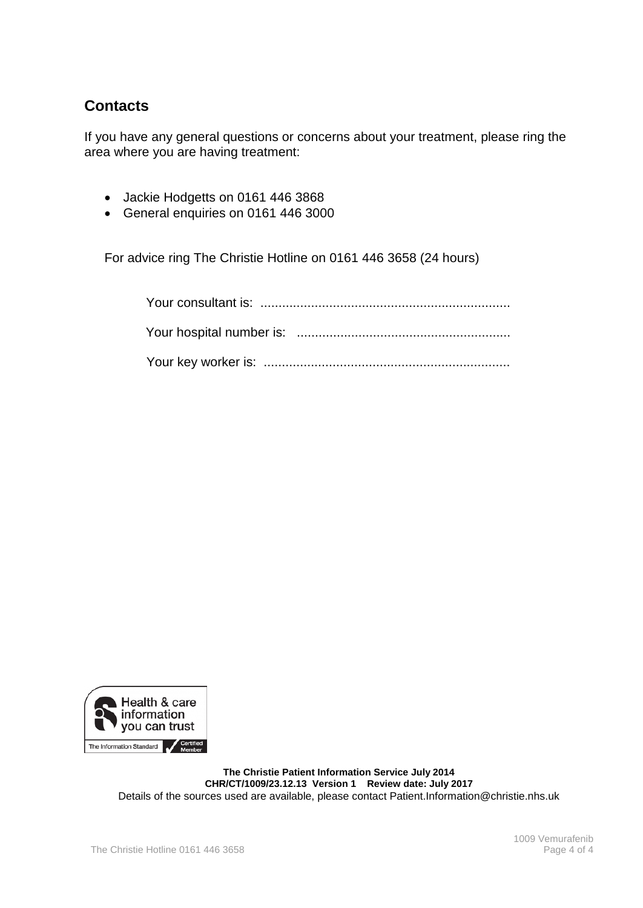## Contacts

If you have any general questions or concerns about your treatment, please ring the area where you are having treatment:

- Jackie Hodgetts on 0161 446 3868
- General enquiries on 0161 446 3000

For advice ring The Christie Hotline on 0161 446 3658 (24 hours)

Your consultant is: ....................................................................

Your hospital number is: ..........................................................

Your key worker is: ...................................................................

Health & care information you can trust

The Information Standard Certified Member

**The Christie Patient Information Service July 2014**
**CHR/CT/1009/23.12.13 Version 1 Review date: July 2017**
Details of the sources used are available, please contact Patient.Information@christie.nhs.uk